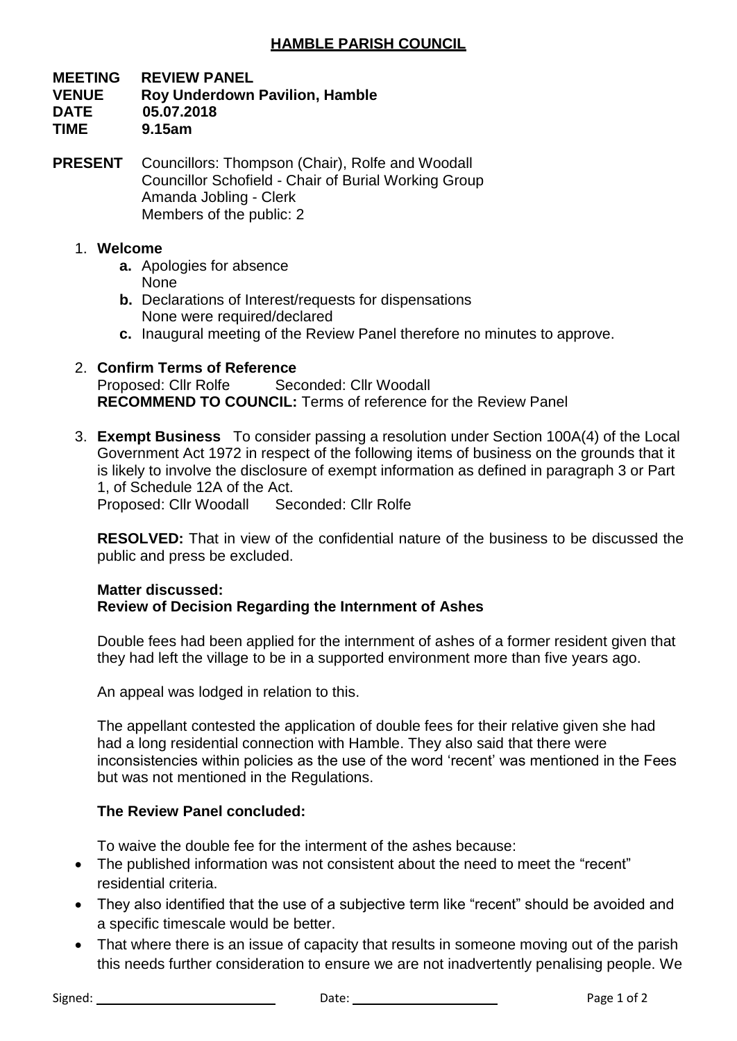# HAMBLE PARISH COUNCIL

**MEETING** **REVIEW PANEL**
**VENUE** **Roy Underdown Pavilion, Hamble**
**DATE** **05.07.2018**
**TIME** **9.15am**

**PRESENT** Councillors: Thompson (Chair), Rolfe and Woodall
Councillor Schofield - Chair of Burial Working Group
Amanda Jobling - Clerk
Members of the public: 2

1. **Welcome**
   - **a.** Apologies for absence
     None
   - **b.** Declarations of Interest/requests for dispensations
     None were required/declared
   - **c.** Inaugural meeting of the Review Panel therefore no minutes to approve.

2. **Confirm Terms of Reference**
   Proposed: Cllr Rolfe Seconded: Cllr Woodall
   **RECOMMEND TO COUNCIL:** Terms of reference for the Review Panel

3. **Exempt Business** To consider passing a resolution under Section 100A(4) of the Local Government Act 1972 in respect of the following items of business on the grounds that it is likely to involve the disclosure of exempt information as defined in paragraph 3 or Part 1, of Schedule 12A of the Act.
   Proposed: Cllr Woodall Seconded: Cllr Rolfe

   **RESOLVED:** That in view of the confidential nature of the business to be discussed the public and press be excluded.

   **Matter discussed:**
   **Review of Decision Regarding the Internment of Ashes**

   Double fees had been applied for the internment of ashes of a former resident given that they had left the village to be in a supported environment more than five years ago.

   An appeal was lodged in relation to this.

   The appellant contested the application of double fees for their relative given she had had a long residential connection with Hamble. They also said that there were inconsistencies within policies as the use of the word 'recent' was mentioned in the Fees but was not mentioned in the Regulations.

   **The Review Panel concluded:**

   To waive the double fee for the interment of the ashes because:

   - The published information was not consistent about the need to meet the "recent" residential criteria.
   - They also identified that the use of a subjective term like "recent" should be avoided and a specific timescale would be better.
   - That where there is an issue of capacity that results in someone moving out of the parish this needs further consideration to ensure we are not inadvertently penalising people. We

Signed: Date: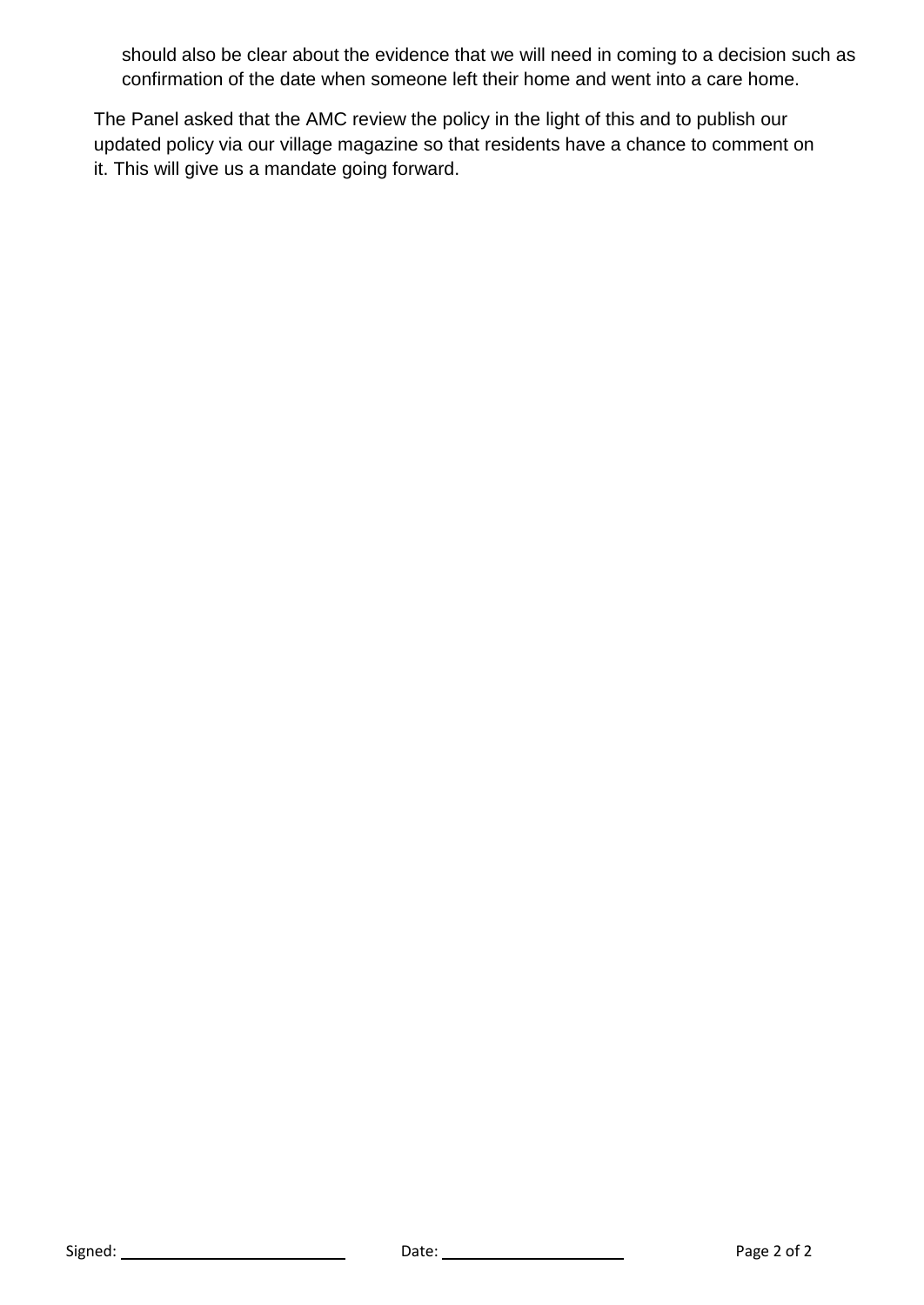should also be clear about the evidence that we will need in coming to a decision such as confirmation of the date when someone left their home and went into a care home.

The Panel asked that the AMC review the policy in the light of this and to publish our updated policy via our village magazine so that residents have a chance to comment on it. This will give us a mandate going forward.

Signed: \_\_\_\_\_\_\_\_\_\_\_\_\_\_\_\_\_\_\_\_\_\_\_\_\_\_ Date: \_\_\_\_\_\_\_\_\_\_\_\_\_\_\_\_\_\_\_\_\_\_